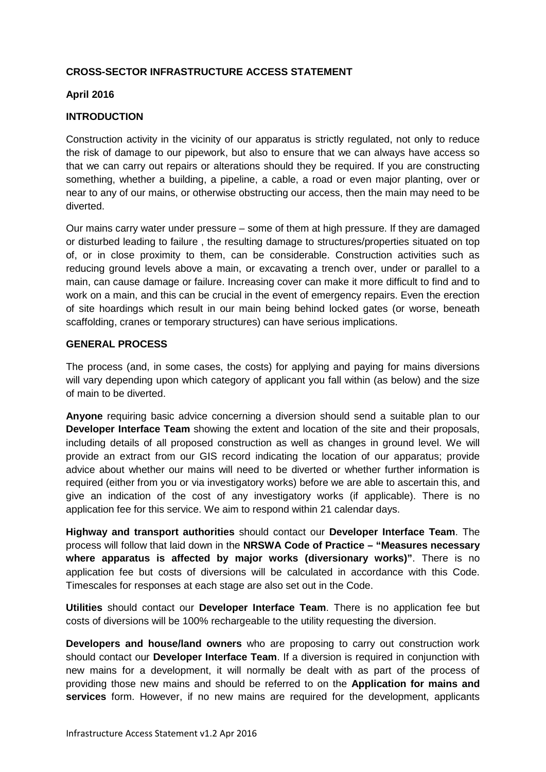**CROSS-SECTOR INFRASTRUCTURE ACCESS STATEMENT**

**April 2016**

**INTRODUCTION**

Construction activity in the vicinity of our apparatus is strictly regulated, not only to reduce the risk of damage to our pipework, but also to ensure that we can always have access so that we can carry out repairs or alterations should they be required. If you are constructing something, whether a building, a pipeline, a cable, a road or even major planting, over or near to any of our mains, or otherwise obstructing our access, then the main may need to be diverted.

Our mains carry water under pressure – some of them at high pressure. If they are damaged or disturbed leading to failure , the resulting damage to structures/properties situated on top of, or in close proximity to them, can be considerable. Construction activities such as reducing ground levels above a main, or excavating a trench over, under or parallel to a main, can cause damage or failure. Increasing cover can make it more difficult to find and to work on a main, and this can be crucial in the event of emergency repairs. Even the erection of site hoardings which result in our main being behind locked gates (or worse, beneath scaffolding, cranes or temporary structures) can have serious implications.

**GENERAL PROCESS**

The process (and, in some cases, the costs) for applying and paying for mains diversions will vary depending upon which category of applicant you fall within (as below) and the size of main to be diverted.

**Anyone** requiring basic advice concerning a diversion should send a suitable plan to our **Developer Interface Team** showing the extent and location of the site and their proposals, including details of all proposed construction as well as changes in ground level. We will provide an extract from our GIS record indicating the location of our apparatus; provide advice about whether our mains will need to be diverted or whether further information is required (either from you or via investigatory works) before we are able to ascertain this, and give an indication of the cost of any investigatory works (if applicable). There is no application fee for this service. We aim to respond within 21 calendar days.

**Highway and transport authorities** should contact our **Developer Interface Team**. The process will follow that laid down in the **NRSWA Code of Practice – "Measures necessary where apparatus is affected by major works (diversionary works)"**. There is no application fee but costs of diversions will be calculated in accordance with this Code. Timescales for responses at each stage are also set out in the Code.

**Utilities** should contact our **Developer Interface Team**. There is no application fee but costs of diversions will be 100% rechargeable to the utility requesting the diversion.

**Developers and house/land owners** who are proposing to carry out construction work should contact our **Developer Interface Team**. If a diversion is required in conjunction with new mains for a development, it will normally be dealt with as part of the process of providing those new mains and should be referred to on the **Application for mains and services** form. However, if no new mains are required for the development, applicants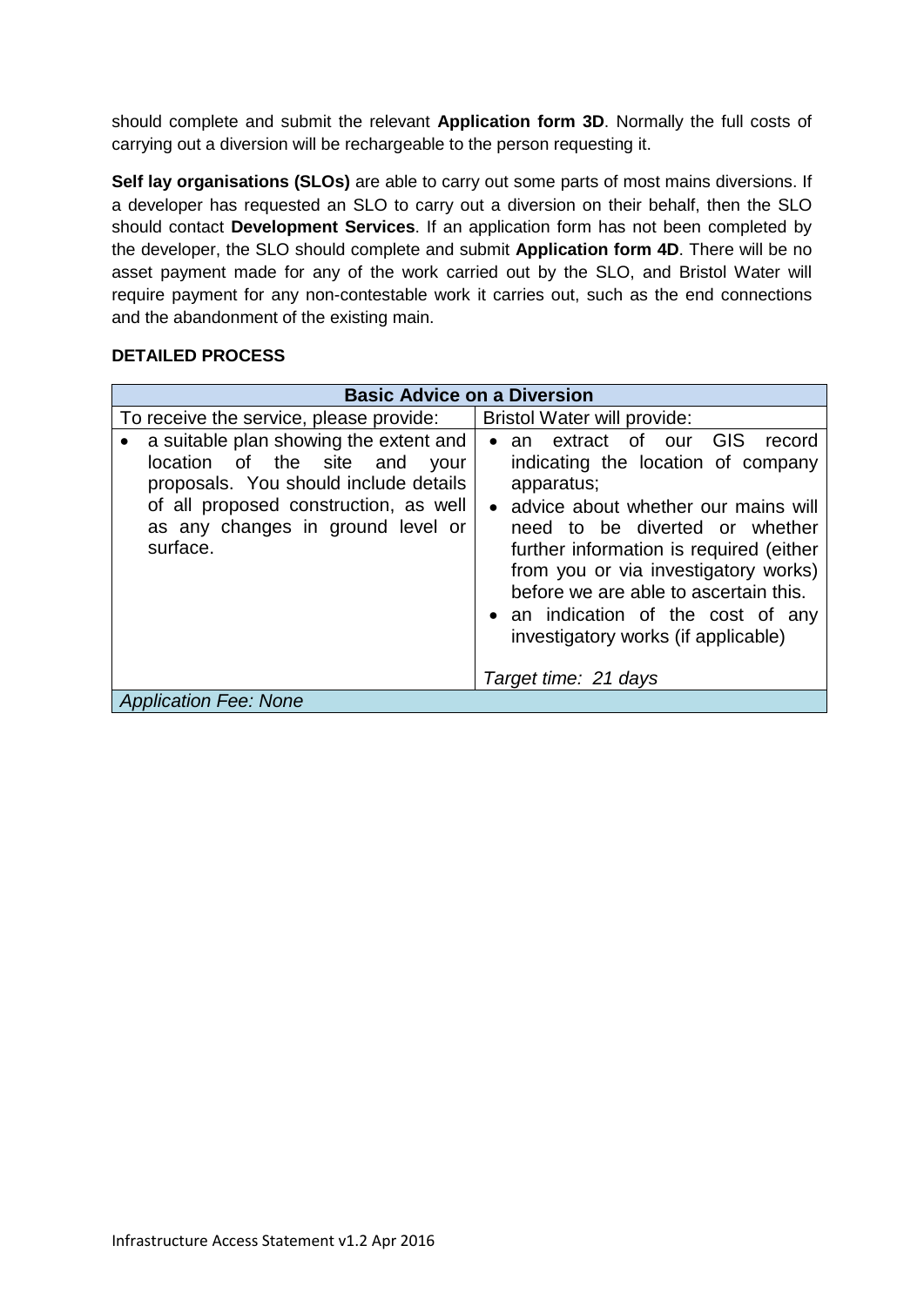should complete and submit the relevant **Application form 3D**. Normally the full costs of carrying out a diversion will be rechargeable to the person requesting it.

**Self lay organisations (SLOs)** are able to carry out some parts of most mains diversions. If a developer has requested an SLO to carry out a diversion on their behalf, then the SLO should contact **Development Services**. If an application form has not been completed by the developer, the SLO should complete and submit **Application form 4D**. There will be no asset payment made for any of the work carried out by the SLO, and Bristol Water will require payment for any non-contestable work it carries out, such as the end connections and the abandonment of the existing main.

**DETAILED PROCESS**

| **Basic Advice on a Diversion** | |
|---|---|
| To receive the service, please provide: | Bristol Water will provide: |
| • a suitable plan showing the extent and location of the site and your proposals. You should include details of all proposed construction, as well as any changes in ground level or surface. | • an extract of our GIS record indicating the location of company apparatus;<br>• advice about whether our mains will need to be diverted or whether further information is required (either from you or via investigatory works) before we are able to ascertain this.<br>• an indication of the cost of any investigatory works (if applicable)<br><br>*Target time: 21 days* |
| *Application Fee: None* | |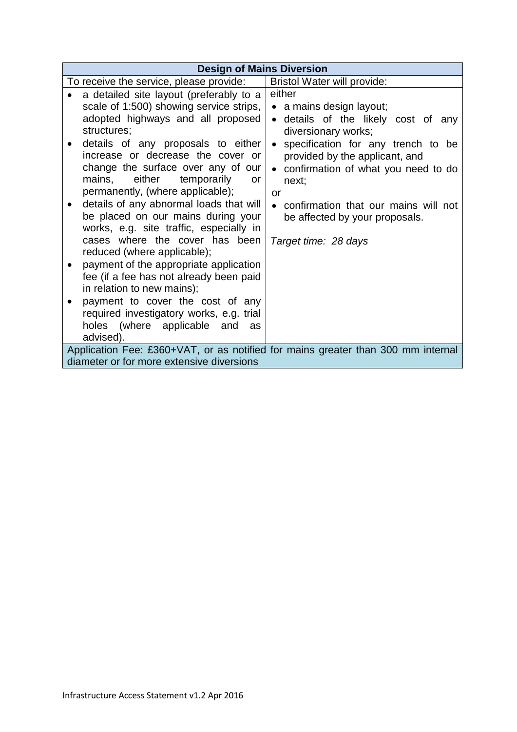| Design of Mains Diversion | |
|---|---|
| To receive the service, please provide: | Bristol Water will provide: |
| • a detailed site layout (preferably to a scale of 1:500) showing service strips, adopted highways and all proposed structures;<br>• details of any proposals to either increase or decrease the cover or change the surface over any of our mains, either temporarily or permanently, (where applicable);<br>• details of any abnormal loads that will be placed on our mains during your works, e.g. site traffic, especially in cases where the cover has been reduced (where applicable);<br>• payment of the appropriate application fee (if a fee has not already been paid in relation to new mains);<br>• payment to cover the cost of any required investigatory works, e.g. trial holes (where applicable and as advised). | either<br>• a mains design layout;<br>• details of the likely cost of any diversionary works;<br>• specification for any trench to be provided by the applicant, and<br>• confirmation of what you need to do next;<br>or<br>• confirmation that our mains will not be affected by your proposals.<br><br>*Target time: 28 days* |
| Application Fee: £360+VAT, or as notified for mains greater than 300 mm internal diameter or for more extensive diversions | |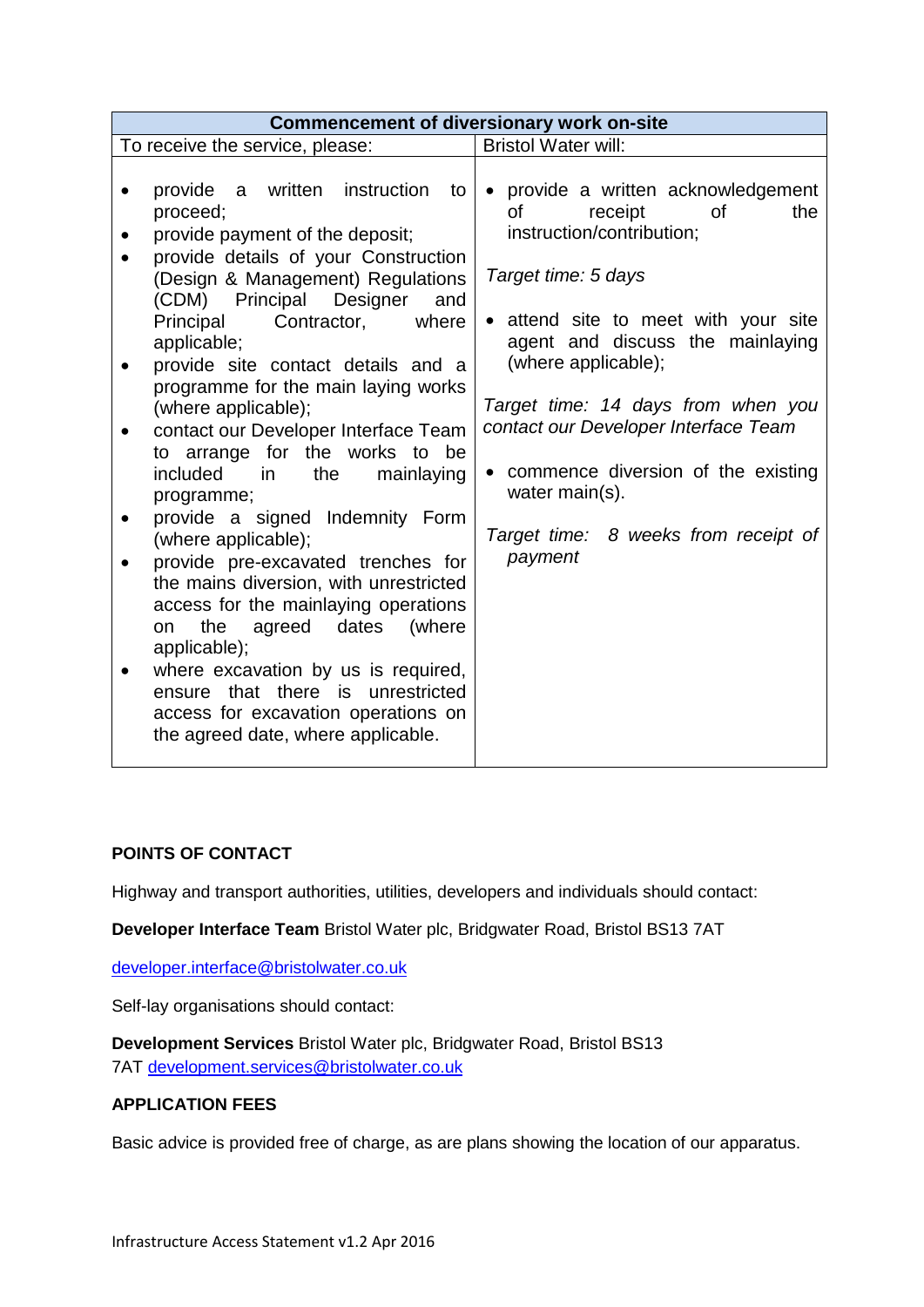| Commencement of diversionary work on-site | |
|---|---|
| To receive the service, please: | Bristol Water will: |
| • provide a written instruction to proceed;<br>• provide payment of the deposit;<br>• provide details of your Construction (Design & Management) Regulations (CDM) Principal Designer and Principal Contractor, where applicable;<br>• provide site contact details and a programme for the main laying works (where applicable);<br>• contact our Developer Interface Team to arrange for the works to be included in the mainlaying programme;<br>• provide a signed Indemnity Form (where applicable);<br>• provide pre-excavated trenches for the mains diversion, with unrestricted access for the mainlaying operations on the agreed dates (where applicable);<br>• where excavation by us is required, ensure that there is unrestricted access for excavation operations on the agreed date, where applicable. | • provide a written acknowledgement of receipt of the instruction/contribution;<br><br>*Target time: 5 days*<br><br>• attend site to meet with your site agent and discuss the mainlaying (where applicable);<br><br>*Target time: 14 days from when you contact our Developer Interface Team*<br><br>• commence diversion of the existing water main(s).<br><br>*Target time: 8 weeks from receipt of payment* |

**POINTS OF CONTACT**

Highway and transport authorities, utilities, developers and individuals should contact:

**Developer Interface Team** Bristol Water plc, Bridgwater Road, Bristol BS13 7AT

developer.interface@bristolwater.co.uk

Self-lay organisations should contact:

**Development Services** Bristol Water plc, Bridgwater Road, Bristol BS13 7AT development.services@bristolwater.co.uk

**APPLICATION FEES**

Basic advice is provided free of charge, as are plans showing the location of our apparatus.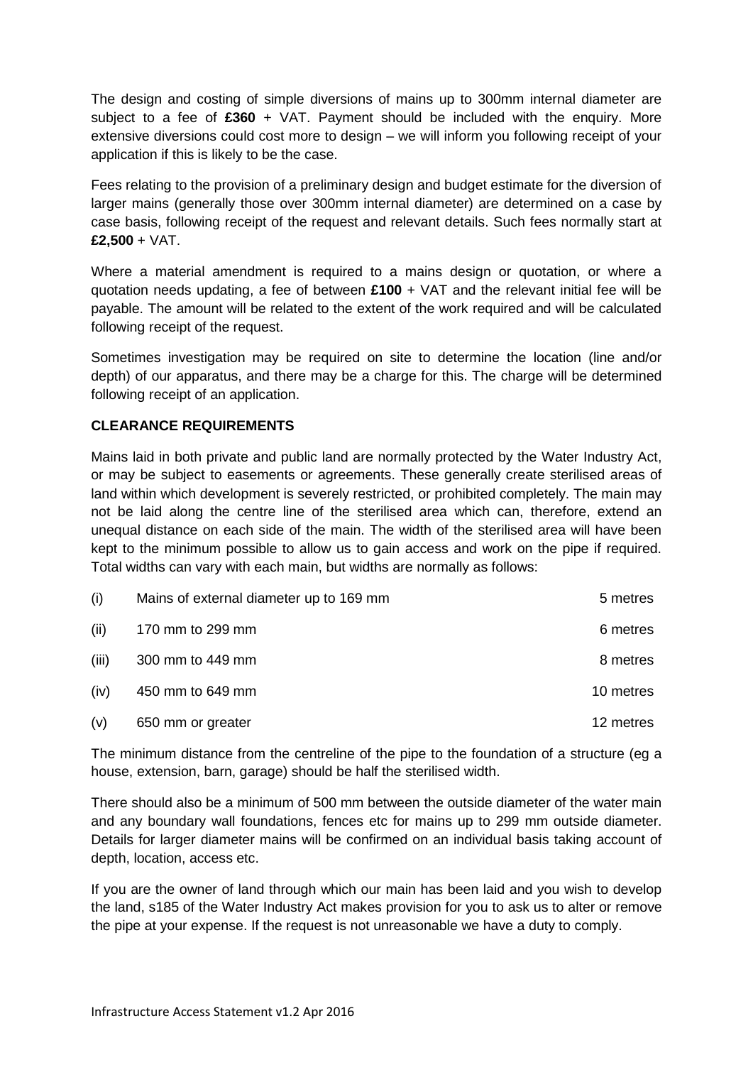The design and costing of simple diversions of mains up to 300mm internal diameter are subject to a fee of **£360** + VAT. Payment should be included with the enquiry. More extensive diversions could cost more to design – we will inform you following receipt of your application if this is likely to be the case.

Fees relating to the provision of a preliminary design and budget estimate for the diversion of larger mains (generally those over 300mm internal diameter) are determined on a case by case basis, following receipt of the request and relevant details. Such fees normally start at **£2,500** + VAT.

Where a material amendment is required to a mains design or quotation, or where a quotation needs updating, a fee of between **£100** + VAT and the relevant initial fee will be payable. The amount will be related to the extent of the work required and will be calculated following receipt of the request.

Sometimes investigation may be required on site to determine the location (line and/or depth) of our apparatus, and there may be a charge for this. The charge will be determined following receipt of an application.

**CLEARANCE REQUIREMENTS**

Mains laid in both private and public land are normally protected by the Water Industry Act, or may be subject to easements or agreements. These generally create sterilised areas of land within which development is severely restricted, or prohibited completely. The main may not be laid along the centre line of the sterilised area which can, therefore, extend an unequal distance on each side of the main. The width of the sterilised area will have been kept to the minimum possible to allow us to gain access and work on the pipe if required. Total widths can vary with each main, but widths are normally as follows:

| | | |
|---|---|---|
| (i) | Mains of external diameter up to 169 mm | 5 metres |
| (ii) | 170 mm to 299 mm | 6 metres |
| (iii) | 300 mm to 449 mm | 8 metres |
| (iv) | 450 mm to 649 mm | 10 metres |
| (v) | 650 mm or greater | 12 metres |

The minimum distance from the centreline of the pipe to the foundation of a structure (eg a house, extension, barn, garage) should be half the sterilised width.

There should also be a minimum of 500 mm between the outside diameter of the water main and any boundary wall foundations, fences etc for mains up to 299 mm outside diameter. Details for larger diameter mains will be confirmed on an individual basis taking account of depth, location, access etc.

If you are the owner of land through which our main has been laid and you wish to develop the land, s185 of the Water Industry Act makes provision for you to ask us to alter or remove the pipe at your expense. If the request is not unreasonable we have a duty to comply.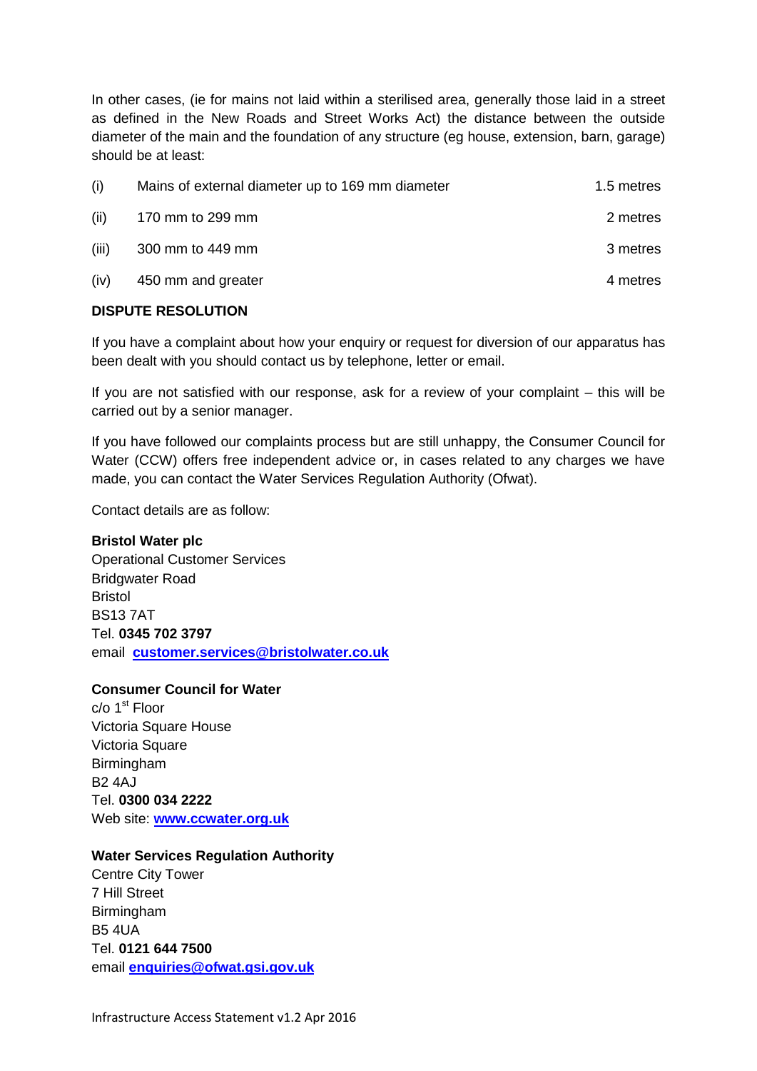In other cases, (ie for mains not laid within a sterilised area, generally those laid in a street as defined in the New Roads and Street Works Act) the distance between the outside diameter of the main and the foundation of any structure (eg house, extension, barn, garage) should be at least:

| | | |
|---|---|---|
| (i) | Mains of external diameter up to 169 mm diameter | 1.5 metres |
| (ii) | 170 mm to 299 mm | 2 metres |
| (iii) | 300 mm to 449 mm | 3 metres |
| (iv) | 450 mm and greater | 4 metres |

**DISPUTE RESOLUTION**

If you have a complaint about how your enquiry or request for diversion of our apparatus has been dealt with you should contact us by telephone, letter or email.

If you are not satisfied with our response, ask for a review of your complaint – this will be carried out by a senior manager.

If you have followed our complaints process but are still unhappy, the Consumer Council for Water (CCW) offers free independent advice or, in cases related to any charges we have made, you can contact the Water Services Regulation Authority (Ofwat).

Contact details are as follow:

**Bristol Water plc**
Operational Customer Services
Bridgwater Road
Bristol
BS13 7AT
Tel. **0345 702 3797**
email **customer.services@bristolwater.co.uk**

**Consumer Council for Water**
c/o 1st Floor
Victoria Square House
Victoria Square
Birmingham
B2 4AJ
Tel. **0300 034 2222**
Web site: **www.ccwater.org.uk**

**Water Services Regulation Authority**
Centre City Tower
7 Hill Street
Birmingham
B5 4UA
Tel. **0121 644 7500**
email **enquiries@ofwat.gsi.gov.uk**